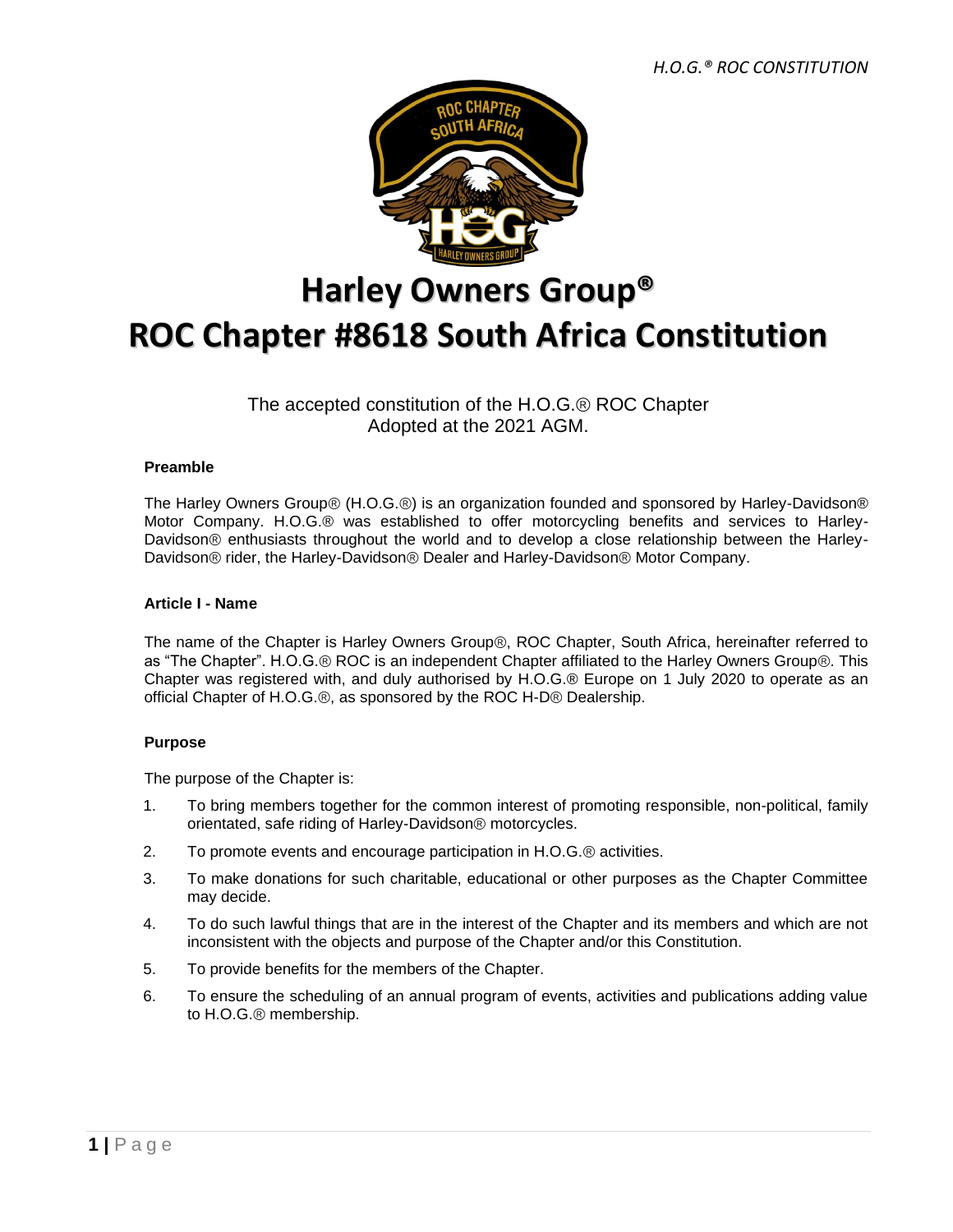# Harley Owners Group®

# ROC Chapter #8618 South Africa Constitution

The accepted constitution of the H.O.G.® ROC Chapter
Adopted at the 2021 AGM.

### Preamble

The Harley Owners Group® (H.O.G.®) is an organization founded and sponsored by Harley-Davidson® Motor Company. H.O.G.® was established to offer motorcycling benefits and services to Harley-Davidson® enthusiasts throughout the world and to develop a close relationship between the Harley-Davidson® rider, the Harley-Davidson® Dealer and Harley-Davidson® Motor Company.

### Article I - Name

The name of the Chapter is Harley Owners Group®, ROC Chapter, South Africa, hereinafter referred to as "The Chapter". H.O.G.® ROC is an independent Chapter affiliated to the Harley Owners Group®. This Chapter was registered with, and duly authorised by H.O.G.® Europe on 1 July 2020 to operate as an official Chapter of H.O.G.®, as sponsored by the ROC H-D® Dealership.

### Purpose

The purpose of the Chapter is:

1. To bring members together for the common interest of promoting responsible, non-political, family orientated, safe riding of Harley-Davidson® motorcycles.
2. To promote events and encourage participation in H.O.G.® activities.
3. To make donations for such charitable, educational or other purposes as the Chapter Committee may decide.
4. To do such lawful things that are in the interest of the Chapter and its members and which are not inconsistent with the objects and purpose of the Chapter and/or this Constitution.
5. To provide benefits for the members of the Chapter.
6. To ensure the scheduling of an annual program of events, activities and publications adding value to H.O.G.® membership.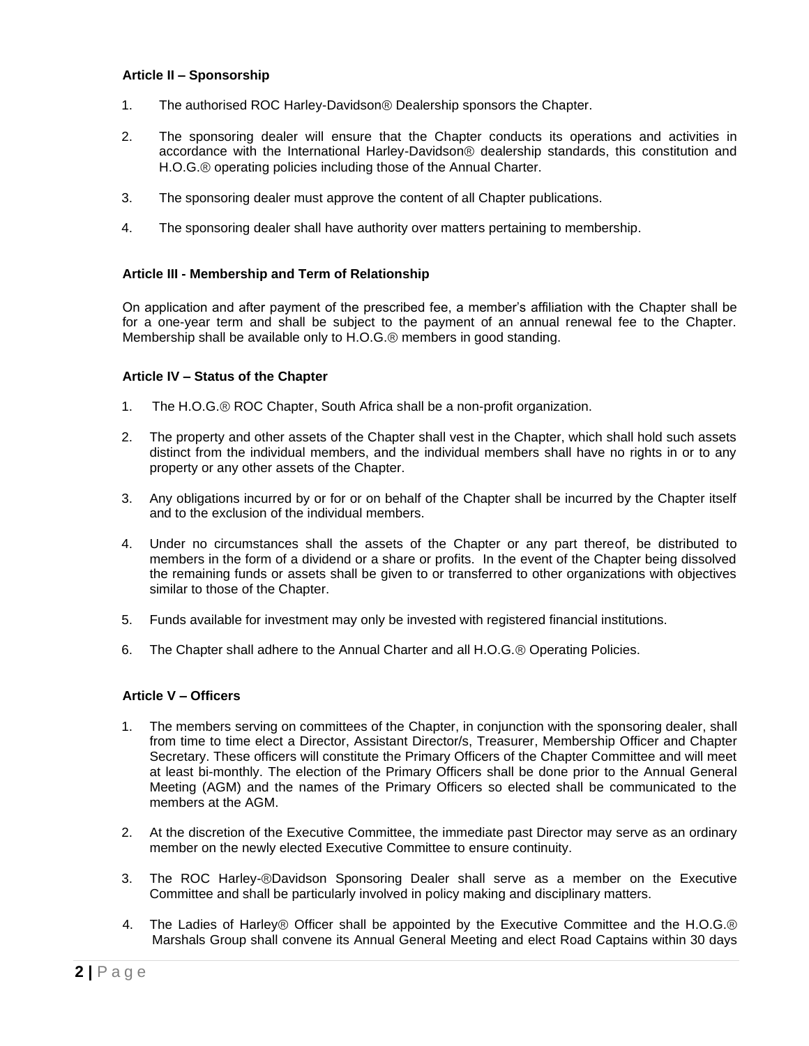**Article II – Sponsorship**

1. The authorised ROC Harley-Davidson® Dealership sponsors the Chapter.

2. The sponsoring dealer will ensure that the Chapter conducts its operations and activities in accordance with the International Harley-Davidson® dealership standards, this constitution and H.O.G.® operating policies including those of the Annual Charter.

3. The sponsoring dealer must approve the content of all Chapter publications.

4. The sponsoring dealer shall have authority over matters pertaining to membership.

**Article III - Membership and Term of Relationship**

On application and after payment of the prescribed fee, a member's affiliation with the Chapter shall be for a one-year term and shall be subject to the payment of an annual renewal fee to the Chapter. Membership shall be available only to H.O.G.® members in good standing.

**Article IV – Status of the Chapter**

1. The H.O.G.® ROC Chapter, South Africa shall be a non-profit organization.

2. The property and other assets of the Chapter shall vest in the Chapter, which shall hold such assets distinct from the individual members, and the individual members shall have no rights in or to any property or any other assets of the Chapter.

3. Any obligations incurred by or for or on behalf of the Chapter shall be incurred by the Chapter itself and to the exclusion of the individual members.

4. Under no circumstances shall the assets of the Chapter or any part thereof, be distributed to members in the form of a dividend or a share or profits. In the event of the Chapter being dissolved the remaining funds or assets shall be given to or transferred to other organizations with objectives similar to those of the Chapter.

5. Funds available for investment may only be invested with registered financial institutions.

6. The Chapter shall adhere to the Annual Charter and all H.O.G.® Operating Policies.

**Article V – Officers**

1. The members serving on committees of the Chapter, in conjunction with the sponsoring dealer, shall from time to time elect a Director, Assistant Director/s, Treasurer, Membership Officer and Chapter Secretary. These officers will constitute the Primary Officers of the Chapter Committee and will meet at least bi-monthly. The election of the Primary Officers shall be done prior to the Annual General Meeting (AGM) and the names of the Primary Officers so elected shall be communicated to the members at the AGM.

2. At the discretion of the Executive Committee, the immediate past Director may serve as an ordinary member on the newly elected Executive Committee to ensure continuity.

3. The ROC Harley-®Davidson Sponsoring Dealer shall serve as a member on the Executive Committee and shall be particularly involved in policy making and disciplinary matters.

4. The Ladies of Harley® Officer shall be appointed by the Executive Committee and the H.O.G.® Marshals Group shall convene its Annual General Meeting and elect Road Captains within 30 days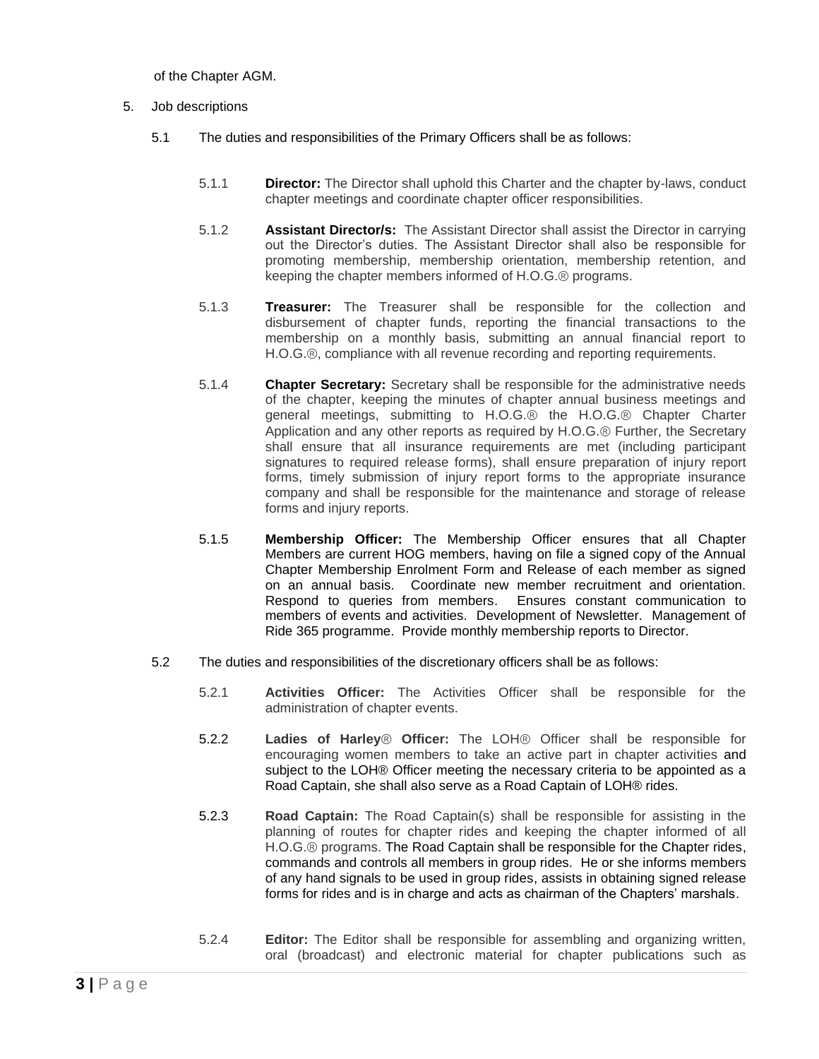of the Chapter AGM.

5. Job descriptions

   5.1 The duties and responsibilities of the Primary Officers shall be as follows:

   5.1.1 **Director:** The Director shall uphold this Charter and the chapter by-laws, conduct chapter meetings and coordinate chapter officer responsibilities.

   5.1.2 **Assistant Director/s:** The Assistant Director shall assist the Director in carrying out the Director's duties. The Assistant Director shall also be responsible for promoting membership, membership orientation, membership retention, and keeping the chapter members informed of H.O.G.® programs.

   5.1.3 **Treasurer:** The Treasurer shall be responsible for the collection and disbursement of chapter funds, reporting the financial transactions to the membership on a monthly basis, submitting an annual financial report to H.O.G.®, compliance with all revenue recording and reporting requirements.

   5.1.4 **Chapter Secretary:** Secretary shall be responsible for the administrative needs of the chapter, keeping the minutes of chapter annual business meetings and general meetings, submitting to H.O.G.® the H.O.G.® Chapter Charter Application and any other reports as required by H.O.G.® Further, the Secretary shall ensure that all insurance requirements are met (including participant signatures to required release forms), shall ensure preparation of injury report forms, timely submission of injury report forms to the appropriate insurance company and shall be responsible for the maintenance and storage of release forms and injury reports.

   5.1.5 **Membership Officer:** The Membership Officer ensures that all Chapter Members are current HOG members, having on file a signed copy of the Annual Chapter Membership Enrolment Form and Release of each member as signed on an annual basis. Coordinate new member recruitment and orientation. Respond to queries from members. Ensures constant communication to members of events and activities. Development of Newsletter. Management of Ride 365 programme. Provide monthly membership reports to Director.

   5.2 The duties and responsibilities of the discretionary officers shall be as follows:

   5.2.1 **Activities Officer:** The Activities Officer shall be responsible for the administration of chapter events.

   5.2.2 **Ladies of Harley® Officer:** The LOH® Officer shall be responsible for encouraging women members to take an active part in chapter activities and subject to the LOH® Officer meeting the necessary criteria to be appointed as a Road Captain, she shall also serve as a Road Captain of LOH® rides.

   5.2.3 **Road Captain:** The Road Captain(s) shall be responsible for assisting in the planning of routes for chapter rides and keeping the chapter informed of all H.O.G.® programs. The Road Captain shall be responsible for the Chapter rides, commands and controls all members in group rides. He or she informs members of any hand signals to be used in group rides, assists in obtaining signed release forms for rides and is in charge and acts as chairman of the Chapters' marshals.

   5.2.4 **Editor:** The Editor shall be responsible for assembling and organizing written, oral (broadcast) and electronic material for chapter publications such as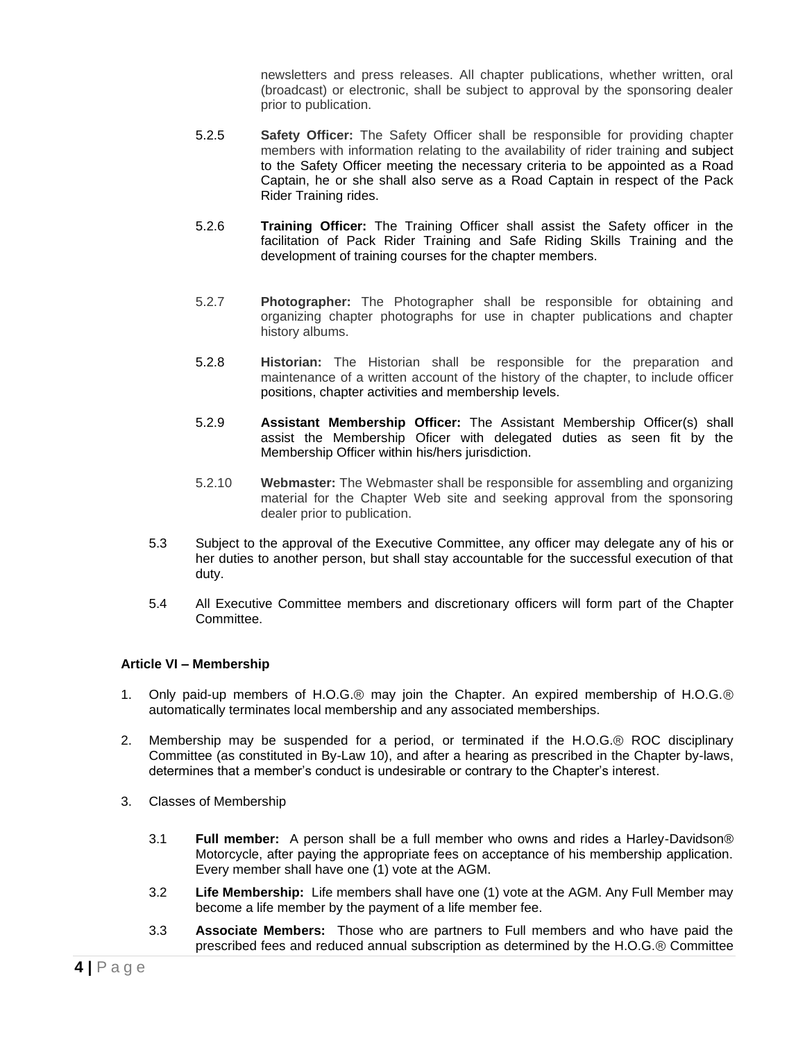newsletters and press releases. All chapter publications, whether written, oral (broadcast) or electronic, shall be subject to approval by the sponsoring dealer prior to publication.

5.2.5 **Safety Officer:** The Safety Officer shall be responsible for providing chapter members with information relating to the availability of rider training and subject to the Safety Officer meeting the necessary criteria to be appointed as a Road Captain, he or she shall also serve as a Road Captain in respect of the Pack Rider Training rides.

5.2.6 **Training Officer:** The Training Officer shall assist the Safety officer in the facilitation of Pack Rider Training and Safe Riding Skills Training and the development of training courses for the chapter members.

5.2.7 **Photographer:** The Photographer shall be responsible for obtaining and organizing chapter photographs for use in chapter publications and chapter history albums.

5.2.8 **Historian:** The Historian shall be responsible for the preparation and maintenance of a written account of the history of the chapter, to include officer positions, chapter activities and membership levels.

5.2.9 **Assistant Membership Officer:** The Assistant Membership Officer(s) shall assist the Membership Oficer with delegated duties as seen fit by the Membership Officer within his/hers jurisdiction.

5.2.10 **Webmaster:** The Webmaster shall be responsible for assembling and organizing material for the Chapter Web site and seeking approval from the sponsoring dealer prior to publication.

5.3 Subject to the approval of the Executive Committee, any officer may delegate any of his or her duties to another person, but shall stay accountable for the successful execution of that duty.

5.4 All Executive Committee members and discretionary officers will form part of the Chapter Committee.

### Article VI – Membership

1. Only paid-up members of H.O.G.® may join the Chapter. An expired membership of H.O.G.® automatically terminates local membership and any associated memberships.

2. Membership may be suspended for a period, or terminated if the H.O.G.® ROC disciplinary Committee (as constituted in By-Law 10), and after a hearing as prescribed in the Chapter by-laws, determines that a member's conduct is undesirable or contrary to the Chapter's interest.

3. Classes of Membership

   3.1 **Full member:** A person shall be a full member who owns and rides a Harley-Davidson® Motorcycle, after paying the appropriate fees on acceptance of his membership application. Every member shall have one (1) vote at the AGM.

   3.2 **Life Membership:** Life members shall have one (1) vote at the AGM. Any Full Member may become a life member by the payment of a life member fee.

   3.3 **Associate Members:** Those who are partners to Full members and who have paid the prescribed fees and reduced annual subscription as determined by the H.O.G.® Committee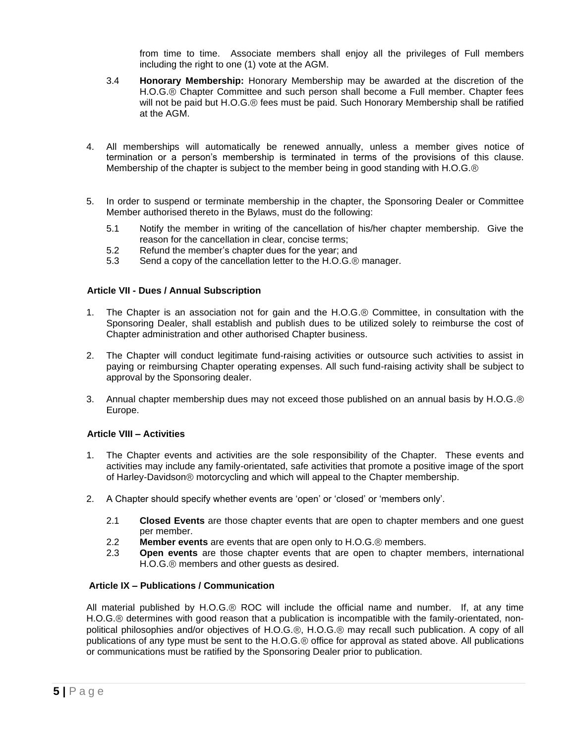from time to time. Associate members shall enjoy all the privileges of Full members including the right to one (1) vote at the AGM.

3.4 **Honorary Membership:** Honorary Membership may be awarded at the discretion of the H.O.G.® Chapter Committee and such person shall become a Full member. Chapter fees will not be paid but H.O.G.® fees must be paid. Such Honorary Membership shall be ratified at the AGM.

4. All memberships will automatically be renewed annually, unless a member gives notice of termination or a person's membership is terminated in terms of the provisions of this clause. Membership of the chapter is subject to the member being in good standing with H.O.G.®

5. In order to suspend or terminate membership in the chapter, the Sponsoring Dealer or Committee Member authorised thereto in the Bylaws, must do the following:

   5.1 Notify the member in writing of the cancellation of his/her chapter membership. Give the reason for the cancellation in clear, concise terms;
   5.2 Refund the member's chapter dues for the year; and
   5.3 Send a copy of the cancellation letter to the H.O.G.® manager.

### Article VII - Dues / Annual Subscription

1. The Chapter is an association not for gain and the H.O.G.® Committee, in consultation with the Sponsoring Dealer, shall establish and publish dues to be utilized solely to reimburse the cost of Chapter administration and other authorised Chapter business.

2. The Chapter will conduct legitimate fund-raising activities or outsource such activities to assist in paying or reimbursing Chapter operating expenses. All such fund-raising activity shall be subject to approval by the Sponsoring dealer.

3. Annual chapter membership dues may not exceed those published on an annual basis by H.O.G.® Europe.

### Article VIII – Activities

1. The Chapter events and activities are the sole responsibility of the Chapter. These events and activities may include any family-orientated, safe activities that promote a positive image of the sport of Harley-Davidson® motorcycling and which will appeal to the Chapter membership.

2. A Chapter should specify whether events are 'open' or 'closed' or 'members only'.

   2.1 **Closed Events** are those chapter events that are open to chapter members and one guest per member.
   2.2 **Member events** are events that are open only to H.O.G.® members.
   2.3 **Open events** are those chapter events that are open to chapter members, international H.O.G.® members and other guests as desired.

### Article IX – Publications / Communication

All material published by H.O.G.® ROC will include the official name and number. If, at any time H.O.G.® determines with good reason that a publication is incompatible with the family-orientated, non-political philosophies and/or objectives of H.O.G.®, H.O.G.® may recall such publication. A copy of all publications of any type must be sent to the H.O.G.® office for approval as stated above. All publications or communications must be ratified by the Sponsoring Dealer prior to publication.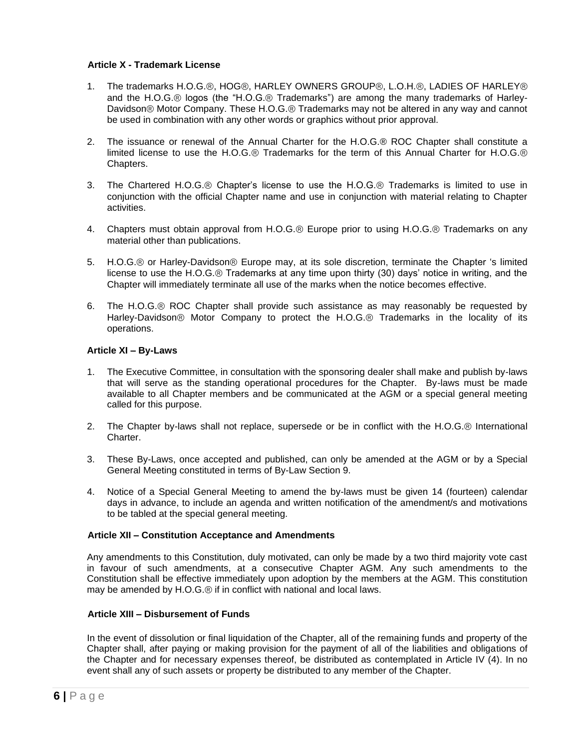### Article X - Trademark License

1. The trademarks H.O.G.®, HOG®, HARLEY OWNERS GROUP®, L.O.H.®, LADIES OF HARLEY® and the H.O.G.® logos (the "H.O.G.® Trademarks") are among the many trademarks of Harley-Davidson® Motor Company. These H.O.G.® Trademarks may not be altered in any way and cannot be used in combination with any other words or graphics without prior approval.

2. The issuance or renewal of the Annual Charter for the H.O.G.® ROC Chapter shall constitute a limited license to use the H.O.G.® Trademarks for the term of this Annual Charter for H.O.G.® Chapters.

3. The Chartered H.O.G.® Chapter's license to use the H.O.G.® Trademarks is limited to use in conjunction with the official Chapter name and use in conjunction with material relating to Chapter activities.

4. Chapters must obtain approval from H.O.G.® Europe prior to using H.O.G.® Trademarks on any material other than publications.

5. H.O.G.® or Harley-Davidson® Europe may, at its sole discretion, terminate the Chapter 's limited license to use the H.O.G.® Trademarks at any time upon thirty (30) days' notice in writing, and the Chapter will immediately terminate all use of the marks when the notice becomes effective.

6. The H.O.G.® ROC Chapter shall provide such assistance as may reasonably be requested by Harley-Davidson® Motor Company to protect the H.O.G.® Trademarks in the locality of its operations.

### Article XI – By-Laws

1. The Executive Committee, in consultation with the sponsoring dealer shall make and publish by-laws that will serve as the standing operational procedures for the Chapter. By-laws must be made available to all Chapter members and be communicated at the AGM or a special general meeting called for this purpose.

2. The Chapter by-laws shall not replace, supersede or be in conflict with the H.O.G.® International Charter.

3. These By-Laws, once accepted and published, can only be amended at the AGM or by a Special General Meeting constituted in terms of By-Law Section 9.

4. Notice of a Special General Meeting to amend the by-laws must be given 14 (fourteen) calendar days in advance, to include an agenda and written notification of the amendment/s and motivations to be tabled at the special general meeting.

### Article XII – Constitution Acceptance and Amendments

Any amendments to this Constitution, duly motivated, can only be made by a two third majority vote cast in favour of such amendments, at a consecutive Chapter AGM. Any such amendments to the Constitution shall be effective immediately upon adoption by the members at the AGM. This constitution may be amended by H.O.G.® if in conflict with national and local laws.

### Article XIII – Disbursement of Funds

In the event of dissolution or final liquidation of the Chapter, all of the remaining funds and property of the Chapter shall, after paying or making provision for the payment of all of the liabilities and obligations of the Chapter and for necessary expenses thereof, be distributed as contemplated in Article IV (4). In no event shall any of such assets or property be distributed to any member of the Chapter.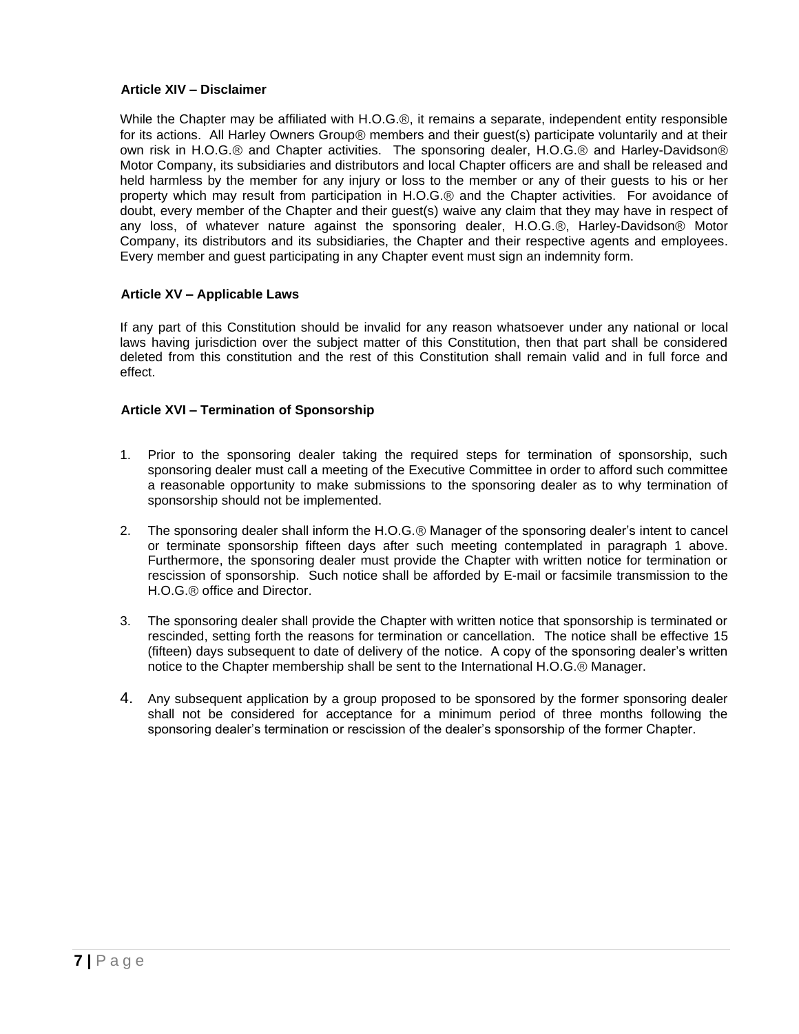**Article XIV – Disclaimer**

While the Chapter may be affiliated with H.O.G.®, it remains a separate, independent entity responsible for its actions. All Harley Owners Group® members and their guest(s) participate voluntarily and at their own risk in H.O.G.® and Chapter activities. The sponsoring dealer, H.O.G.® and Harley-Davidson® Motor Company, its subsidiaries and distributors and local Chapter officers are and shall be released and held harmless by the member for any injury or loss to the member or any of their guests to his or her property which may result from participation in H.O.G.® and the Chapter activities. For avoidance of doubt, every member of the Chapter and their guest(s) waive any claim that they may have in respect of any loss, of whatever nature against the sponsoring dealer, H.O.G.®, Harley-Davidson® Motor Company, its distributors and its subsidiaries, the Chapter and their respective agents and employees. Every member and guest participating in any Chapter event must sign an indemnity form.

**Article XV – Applicable Laws**

If any part of this Constitution should be invalid for any reason whatsoever under any national or local laws having jurisdiction over the subject matter of this Constitution, then that part shall be considered deleted from this constitution and the rest of this Constitution shall remain valid and in full force and effect.

**Article XVI – Termination of Sponsorship**

1. Prior to the sponsoring dealer taking the required steps for termination of sponsorship, such sponsoring dealer must call a meeting of the Executive Committee in order to afford such committee a reasonable opportunity to make submissions to the sponsoring dealer as to why termination of sponsorship should not be implemented.

2. The sponsoring dealer shall inform the H.O.G.® Manager of the sponsoring dealer's intent to cancel or terminate sponsorship fifteen days after such meeting contemplated in paragraph 1 above. Furthermore, the sponsoring dealer must provide the Chapter with written notice for termination or rescission of sponsorship. Such notice shall be afforded by E-mail or facsimile transmission to the H.O.G.® office and Director.

3. The sponsoring dealer shall provide the Chapter with written notice that sponsorship is terminated or rescinded, setting forth the reasons for termination or cancellation. The notice shall be effective 15 (fifteen) days subsequent to date of delivery of the notice. A copy of the sponsoring dealer's written notice to the Chapter membership shall be sent to the International H.O.G.® Manager.

4. Any subsequent application by a group proposed to be sponsored by the former sponsoring dealer shall not be considered for acceptance for a minimum period of three months following the sponsoring dealer's termination or rescission of the dealer's sponsorship of the former Chapter.